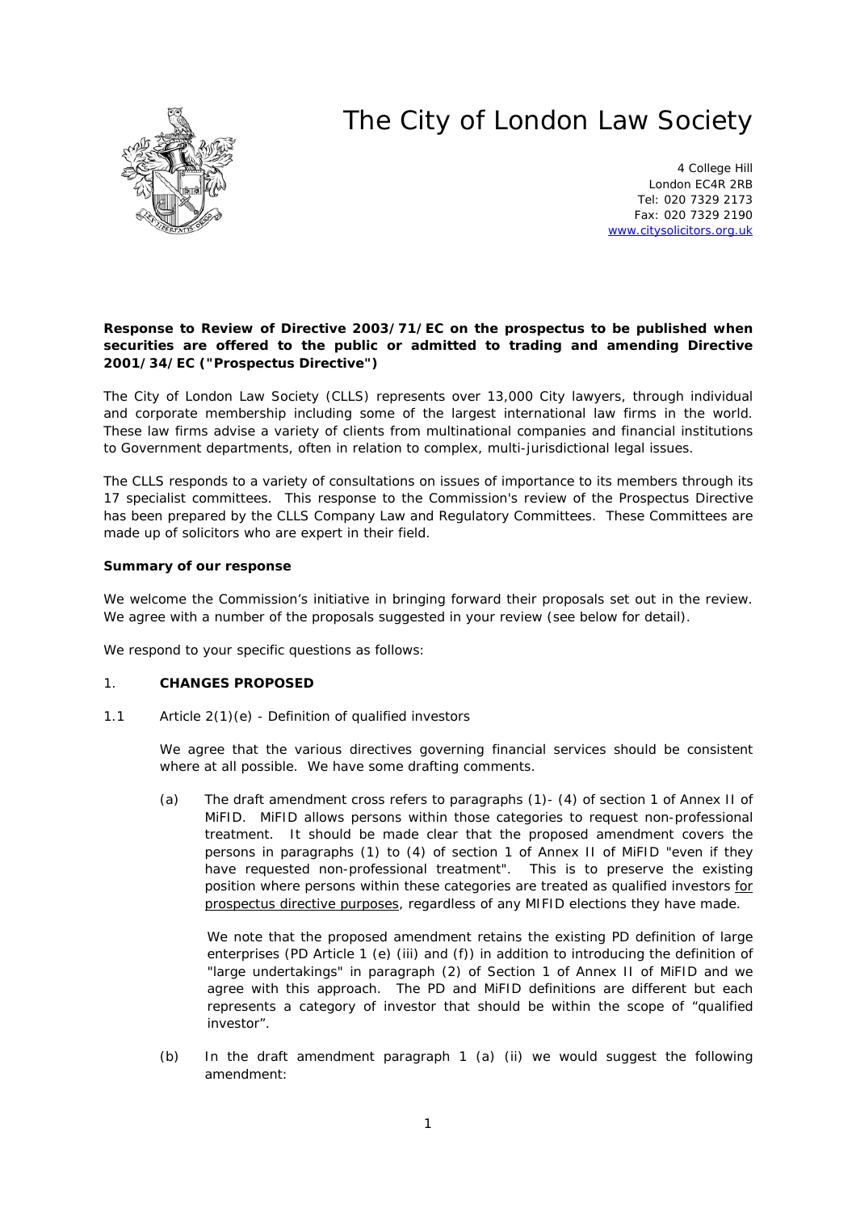# The City of London Law Society

4 College Hill
London EC4R 2RB
Tel: 020 7329 2173
Fax: 020 7329 2190
www.citysolicitors.org.uk

**Response to Review of Directive 2003/71/EC on the prospectus to be published when securities are offered to the public or admitted to trading and amending Directive 2001/34/EC ("Prospectus Directive")**

The City of London Law Society (CLLS) represents over 13,000 City lawyers, through individual and corporate membership including some of the largest international law firms in the world. These law firms advise a variety of clients from multinational companies and financial institutions to Government departments, often in relation to complex, multi-jurisdictional legal issues.

The CLLS responds to a variety of consultations on issues of importance to its members through its 17 specialist committees. This response to the Commission's review of the Prospectus Directive has been prepared by the CLLS Company Law and Regulatory Committees. These Committees are made up of solicitors who are expert in their field.

**Summary of our response**

We welcome the Commission's initiative in bringing forward their proposals set out in the review. We agree with a number of the proposals suggested in your review (see below for detail).

We respond to your specific questions as follows:

1. **CHANGES PROPOSED**

1.1 Article 2(1)(e) - Definition of qualified investors

We agree that the various directives governing financial services should be consistent where at all possible. We have some drafting comments.

(a) The draft amendment cross refers to paragraphs (1)- (4) of section 1 of Annex II of MiFID. MiFID allows persons within those categories to request non-professional treatment. It should be made clear that the proposed amendment covers the persons in paragraphs (1) to (4) of section 1 of Annex II of MiFID "even if they have requested non-professional treatment". This is to preserve the existing position where persons within these categories are treated as qualified investors for prospectus directive purposes, regardless of any MIFID elections they have made.

We note that the proposed amendment retains the existing PD definition of large enterprises (PD Article 1 (e) (iii) and (f)) in addition to introducing the definition of "large undertakings" in paragraph (2) of Section 1 of Annex II of MiFID and we agree with this approach. The PD and MiFID definitions are different but each represents a category of investor that should be within the scope of "qualified investor".

(b) In the draft amendment paragraph 1 (a) (ii) we would suggest the following amendment: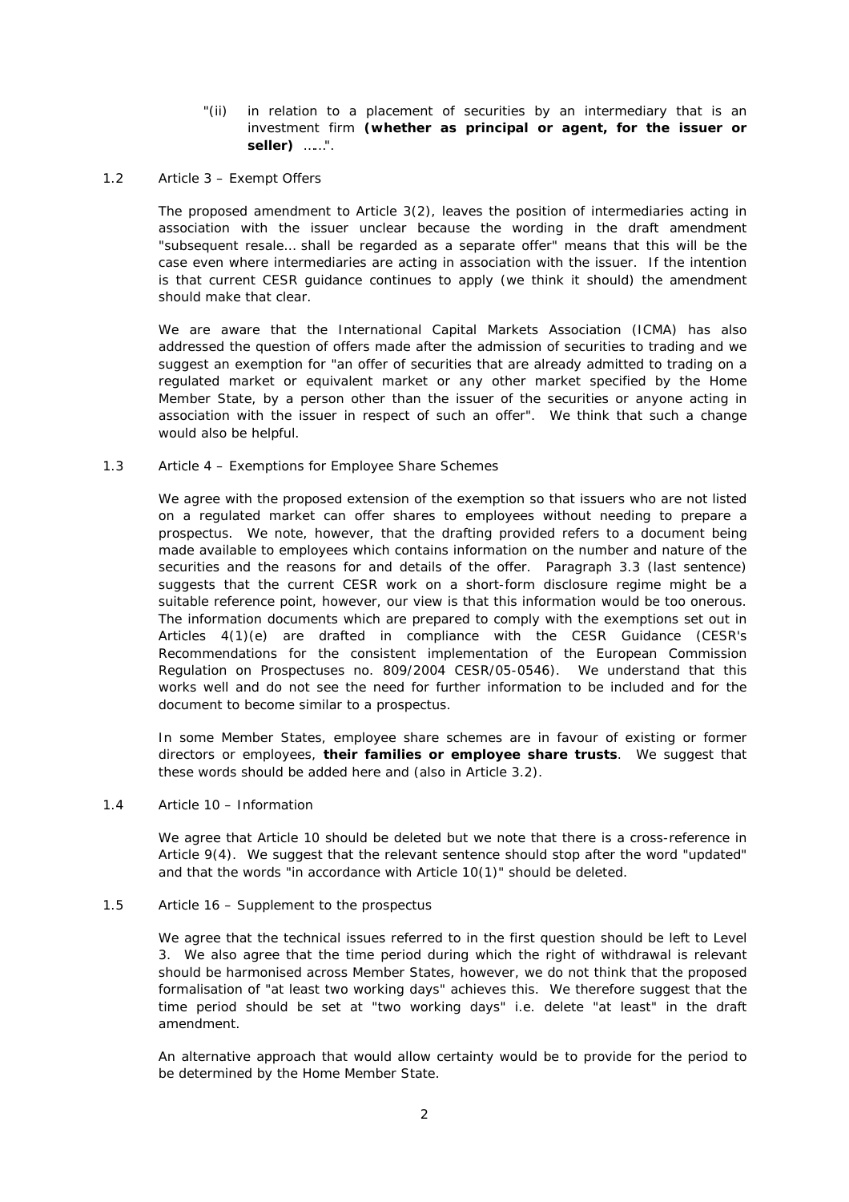"(ii) in relation to a placement of securities by an intermediary that is an investment firm **(whether as principal or agent, for the issuer or seller)** ……".

1.2 Article 3 – Exempt Offers

The proposed amendment to Article 3(2), leaves the position of intermediaries acting in association with the issuer unclear because the wording in the draft amendment "subsequent resale… shall be regarded as a separate offer" means that this will be the case even where intermediaries are acting in association with the issuer. If the intention is that current CESR guidance continues to apply (we think it should) the amendment should make that clear.

We are aware that the International Capital Markets Association (ICMA) has also addressed the question of offers made after the admission of securities to trading and we suggest an exemption for "an offer of securities that are already admitted to trading on a regulated market or equivalent market or any other market specified by the Home Member State, by a person other than the issuer of the securities or anyone acting in association with the issuer in respect of such an offer". We think that such a change would also be helpful.

1.3 Article 4 – Exemptions for Employee Share Schemes

We agree with the proposed extension of the exemption so that issuers who are not listed on a regulated market can offer shares to employees without needing to prepare a prospectus. We note, however, that the drafting provided refers to a document being made available to employees which contains information on the number and nature of the securities and the reasons for and details of the offer. Paragraph 3.3 (last sentence) suggests that the current CESR work on a short-form disclosure regime might be a suitable reference point, however, our view is that this information would be too onerous. The information documents which are prepared to comply with the exemptions set out in Articles 4(1)(e) are drafted in compliance with the CESR Guidance (CESR's Recommendations for the consistent implementation of the European Commission Regulation on Prospectuses no. 809/2004 CESR/05-0546). We understand that this works well and do not see the need for further information to be included and for the document to become similar to a prospectus.

In some Member States, employee share schemes are in favour of existing or former directors or employees, **their families or employee share trusts**. We suggest that these words should be added here and (also in Article 3.2).

1.4 Article 10 – Information

We agree that Article 10 should be deleted but we note that there is a cross-reference in Article 9(4). We suggest that the relevant sentence should stop after the word "updated" and that the words "in accordance with Article 10(1)" should be deleted.

1.5 Article 16 – Supplement to the prospectus

We agree that the technical issues referred to in the first question should be left to Level 3. We also agree that the time period during which the right of withdrawal is relevant should be harmonised across Member States, however, we do not think that the proposed formalisation of "at least two working days" achieves this. We therefore suggest that the time period should be set at "two working days" i.e. delete "at least" in the draft amendment.

An alternative approach that would allow certainty would be to provide for the period to be determined by the Home Member State.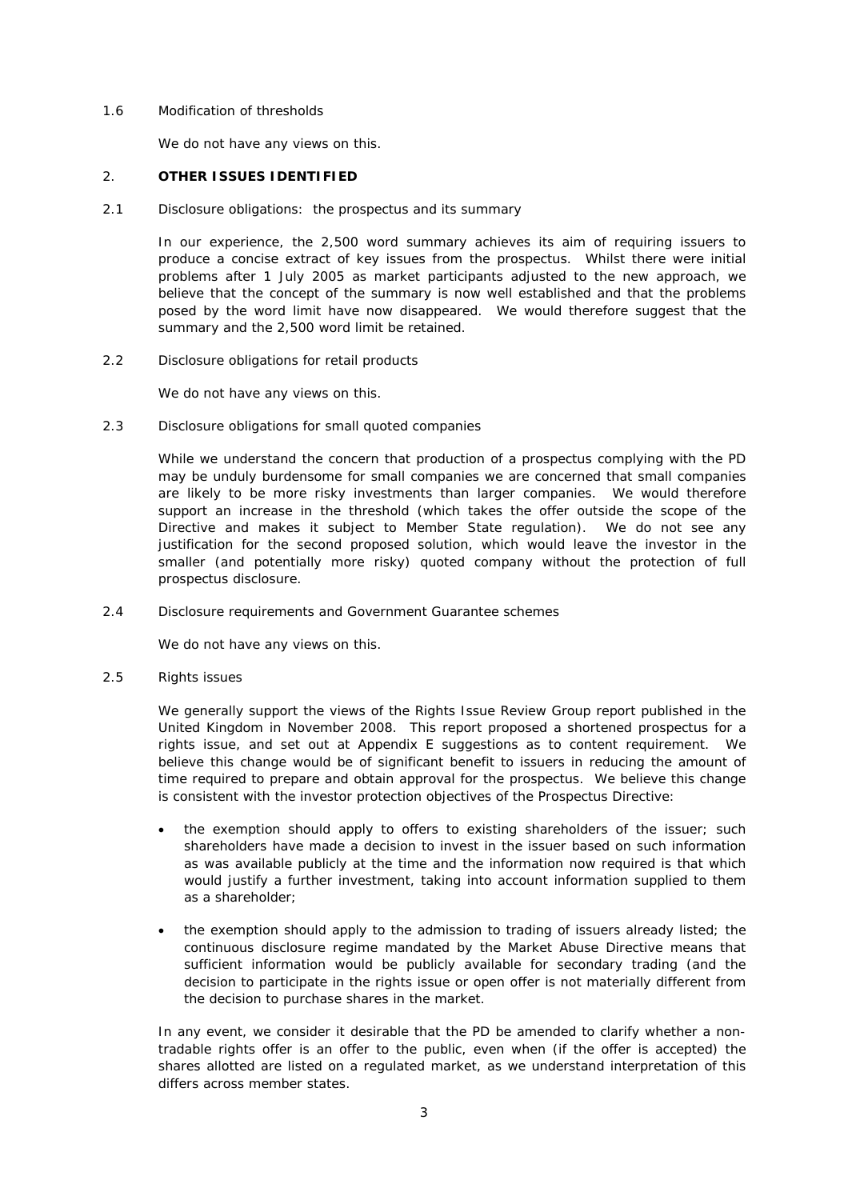1.6 Modification of thresholds

We do not have any views on this.

## 2. OTHER ISSUES IDENTIFIED

2.1 Disclosure obligations: the prospectus and its summary

In our experience, the 2,500 word summary achieves its aim of requiring issuers to produce a concise extract of key issues from the prospectus. Whilst there were initial problems after 1 July 2005 as market participants adjusted to the new approach, we believe that the concept of the summary is now well established and that the problems posed by the word limit have now disappeared. We would therefore suggest that the summary and the 2,500 word limit be retained.

2.2 Disclosure obligations for retail products

We do not have any views on this.

2.3 Disclosure obligations for small quoted companies

While we understand the concern that production of a prospectus complying with the PD may be unduly burdensome for small companies we are concerned that small companies are likely to be more risky investments than larger companies. We would therefore support an increase in the threshold (which takes the offer outside the scope of the Directive and makes it subject to Member State regulation). We do not see any justification for the second proposed solution, which would leave the investor in the smaller (and potentially more risky) quoted company without the protection of full prospectus disclosure.

2.4 Disclosure requirements and Government Guarantee schemes

We do not have any views on this.

2.5 Rights issues

We generally support the views of the Rights Issue Review Group report published in the United Kingdom in November 2008. This report proposed a shortened prospectus for a rights issue, and set out at Appendix E suggestions as to content requirement. We believe this change would be of significant benefit to issuers in reducing the amount of time required to prepare and obtain approval for the prospectus. We believe this change is consistent with the investor protection objectives of the Prospectus Directive:

- the exemption should apply to offers to existing shareholders of the issuer; such shareholders have made a decision to invest in the issuer based on such information as was available publicly at the time and the information now required is that which would justify a further investment, taking into account information supplied to them as a shareholder;
- the exemption should apply to the admission to trading of issuers already listed; the continuous disclosure regime mandated by the Market Abuse Directive means that sufficient information would be publicly available for secondary trading (and the decision to participate in the rights issue or open offer is not materially different from the decision to purchase shares in the market.

In any event, we consider it desirable that the PD be amended to clarify whether a non-tradable rights offer is an offer to the public, even when (if the offer is accepted) the shares allotted are listed on a regulated market, as we understand interpretation of this differs across member states.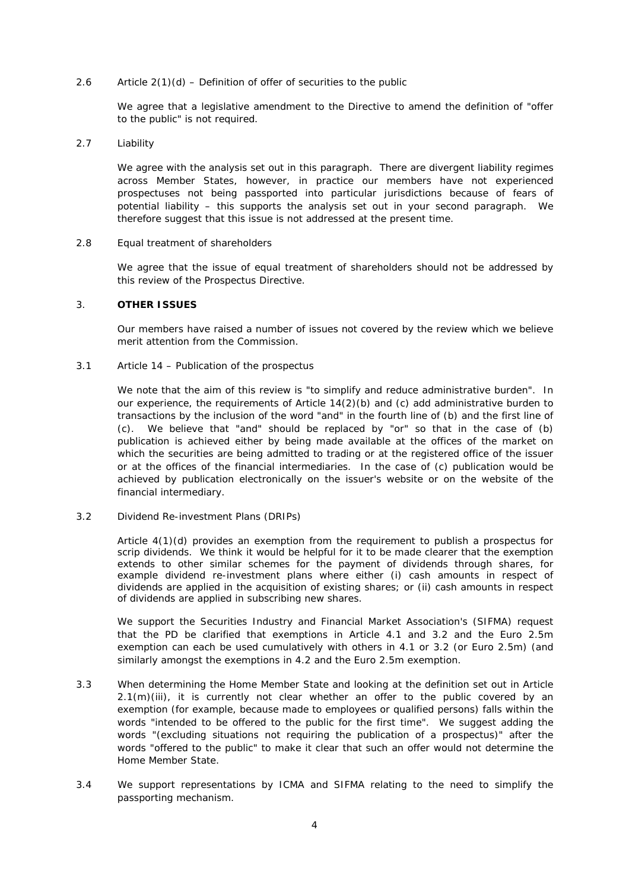2.6 Article 2(1)(d) – Definition of offer of securities to the public

We agree that a legislative amendment to the Directive to amend the definition of "offer to the public" is not required.

2.7 Liability

We agree with the analysis set out in this paragraph. There are divergent liability regimes across Member States, however, in practice our members have not experienced prospectuses not being passported into particular jurisdictions because of fears of potential liability – this supports the analysis set out in your second paragraph. We therefore suggest that this issue is not addressed at the present time.

2.8 Equal treatment of shareholders

We agree that the issue of equal treatment of shareholders should not be addressed by this review of the Prospectus Directive.

## 3. OTHER ISSUES

Our members have raised a number of issues not covered by the review which we believe merit attention from the Commission.

3.1 Article 14 – Publication of the prospectus

We note that the aim of this review is "to simplify and reduce administrative burden". In our experience, the requirements of Article 14(2)(b) and (c) add administrative burden to transactions by the inclusion of the word "and" in the fourth line of (b) and the first line of (c). We believe that "and" should be replaced by "or" so that in the case of (b) publication is achieved either by being made available at the offices of the market on which the securities are being admitted to trading or at the registered office of the issuer or at the offices of the financial intermediaries. In the case of (c) publication would be achieved by publication electronically on the issuer's website or on the website of the financial intermediary.

3.2 Dividend Re-investment Plans (DRIPs)

Article 4(1)(d) provides an exemption from the requirement to publish a prospectus for scrip dividends. We think it would be helpful for it to be made clearer that the exemption extends to other similar schemes for the payment of dividends through shares, for example dividend re-investment plans where either (i) cash amounts in respect of dividends are applied in the acquisition of existing shares; or (ii) cash amounts in respect of dividends are applied in subscribing new shares.

We support the Securities Industry and Financial Market Association's (SIFMA) request that the PD be clarified that exemptions in Article 4.1 and 3.2 and the Euro 2.5m exemption can each be used cumulatively with others in 4.1 or 3.2 (or Euro 2.5m) (and similarly amongst the exemptions in 4.2 and the Euro 2.5m exemption.

3.3 When determining the Home Member State and looking at the definition set out in Article 2.1(m)(iii), it is currently not clear whether an offer to the public covered by an exemption (for example, because made to employees or qualified persons) falls within the words "intended to be offered to the public for the first time". We suggest adding the words "(excluding situations not requiring the publication of a prospectus)" after the words "offered to the public" to make it clear that such an offer would not determine the Home Member State.

3.4 We support representations by ICMA and SIFMA relating to the need to simplify the passporting mechanism.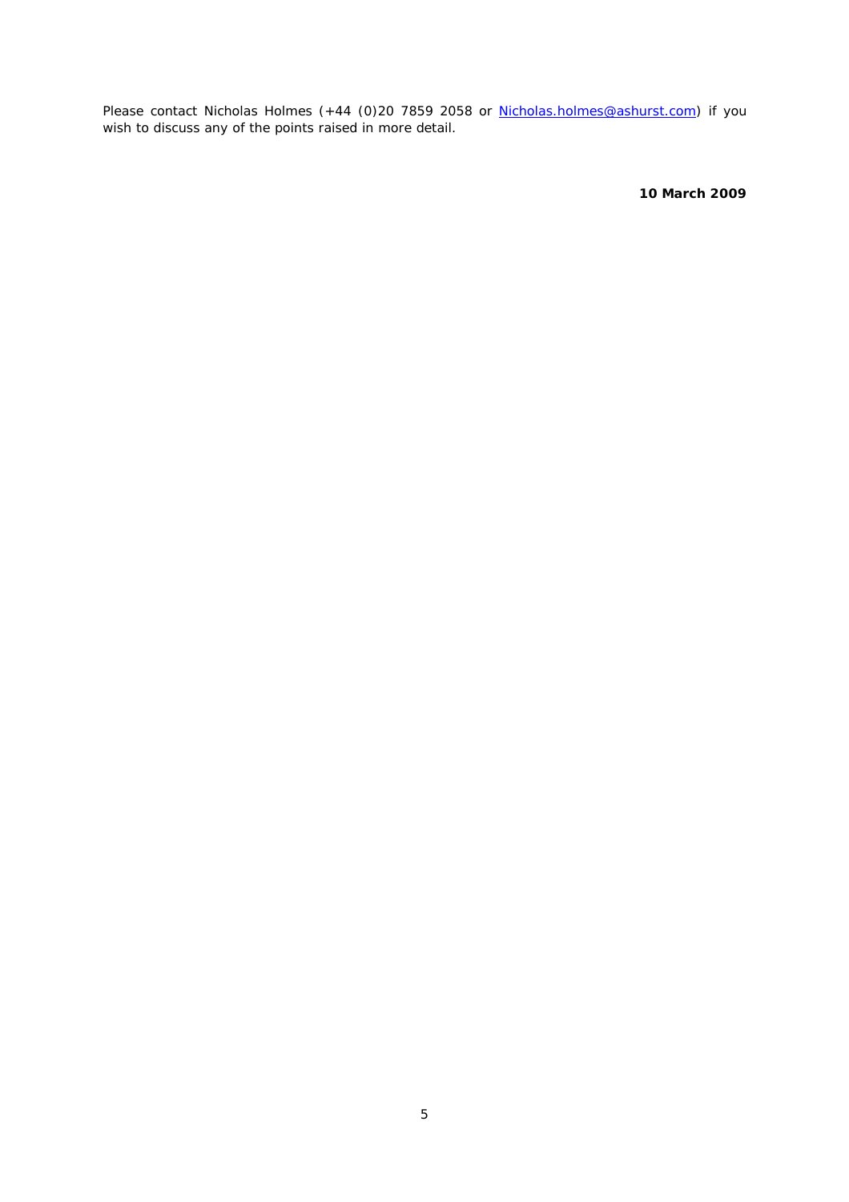Please contact Nicholas Holmes (+44 (0)20 7859 2058 or Nicholas.holmes@ashurst.com) if you wish to discuss any of the points raised in more detail.

**10 March 2009**